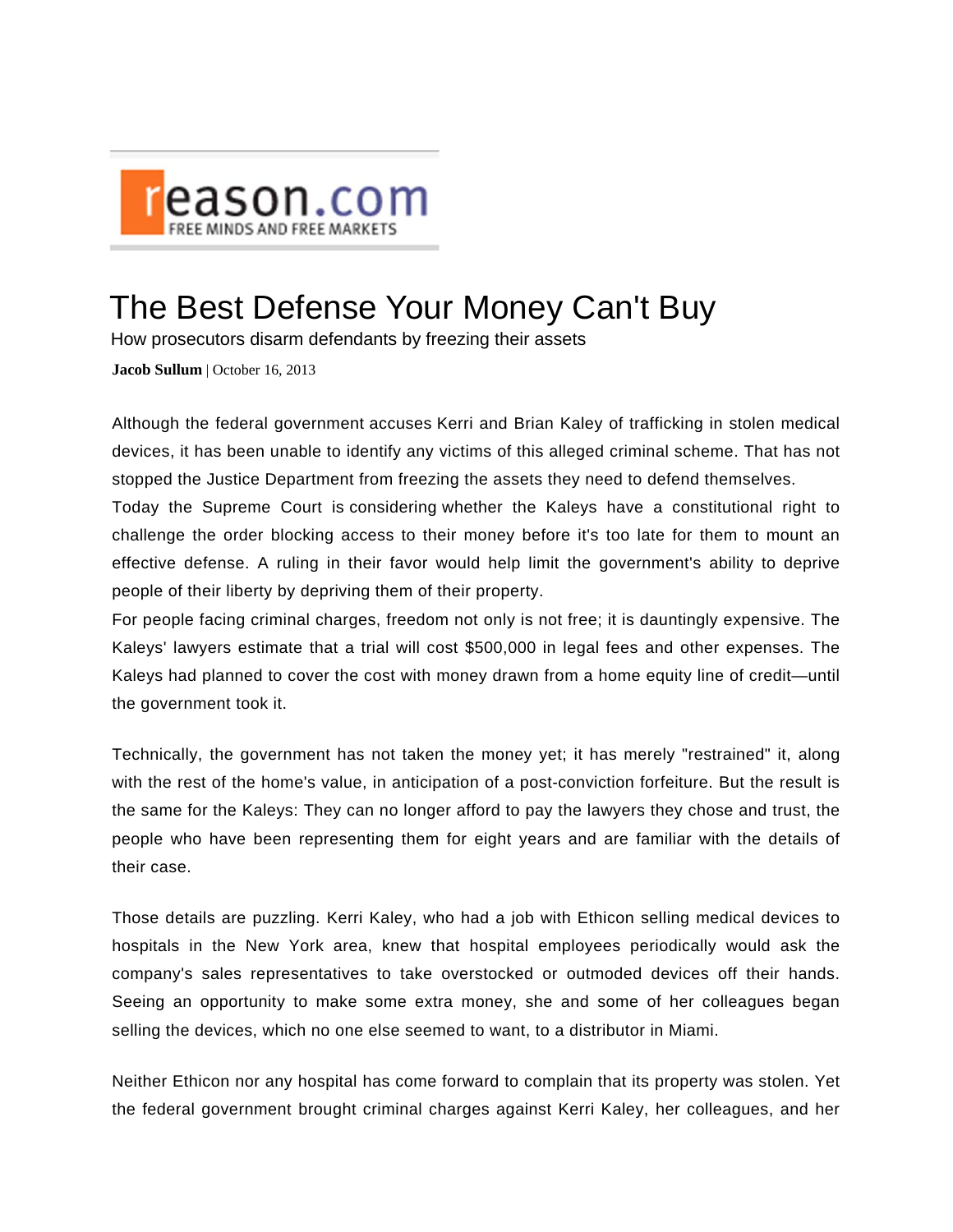reason.com
FREE MINDS AND FREE MARKETS

# The Best Defense Your Money Can't Buy

How prosecutors disarm defendants by freezing their assets

**Jacob Sullum** | October 16, 2013

Although the federal government accuses Kerri and Brian Kaley of trafficking in stolen medical devices, it has been unable to identify any victims of this alleged criminal scheme. That has not stopped the Justice Department from freezing the assets they need to defend themselves.

Today the Supreme Court is considering whether the Kaleys have a constitutional right to challenge the order blocking access to their money before it's too late for them to mount an effective defense. A ruling in their favor would help limit the government's ability to deprive people of their liberty by depriving them of their property.

For people facing criminal charges, freedom not only is not free; it is dauntingly expensive. The Kaleys' lawyers estimate that a trial will cost $500,000 in legal fees and other expenses. The Kaleys had planned to cover the cost with money drawn from a home equity line of credit—until the government took it.

Technically, the government has not taken the money yet; it has merely "restrained" it, along with the rest of the home's value, in anticipation of a post-conviction forfeiture. But the result is the same for the Kaleys: They can no longer afford to pay the lawyers they chose and trust, the people who have been representing them for eight years and are familiar with the details of their case.

Those details are puzzling. Kerri Kaley, who had a job with Ethicon selling medical devices to hospitals in the New York area, knew that hospital employees periodically would ask the company's sales representatives to take overstocked or outmoded devices off their hands. Seeing an opportunity to make some extra money, she and some of her colleagues began selling the devices, which no one else seemed to want, to a distributor in Miami.

Neither Ethicon nor any hospital has come forward to complain that its property was stolen. Yet the federal government brought criminal charges against Kerri Kaley, her colleagues, and her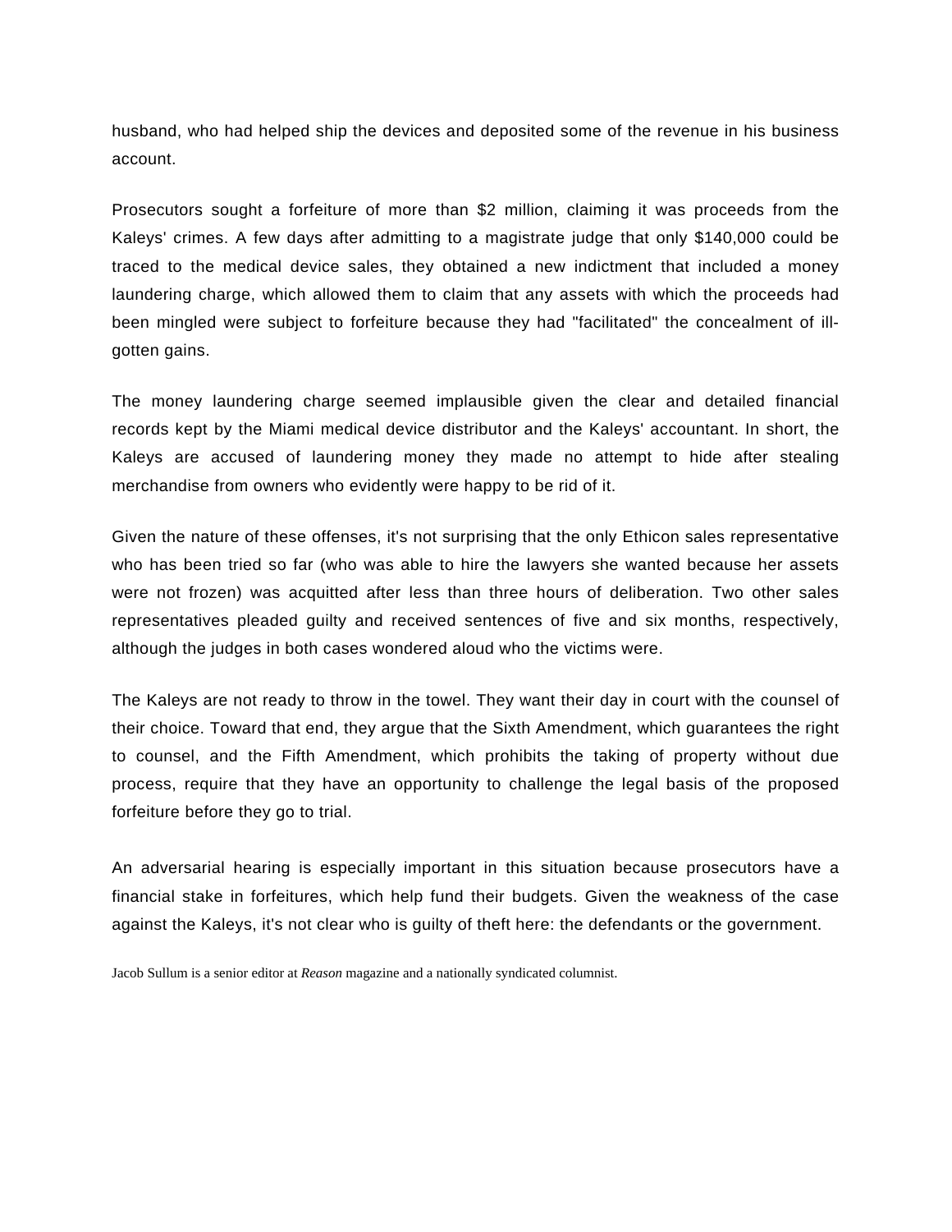husband, who had helped ship the devices and deposited some of the revenue in his business account.

Prosecutors sought a forfeiture of more than $2 million, claiming it was proceeds from the Kaleys' crimes. A few days after admitting to a magistrate judge that only $140,000 could be traced to the medical device sales, they obtained a new indictment that included a money laundering charge, which allowed them to claim that any assets with which the proceeds had been mingled were subject to forfeiture because they had "facilitated" the concealment of ill-gotten gains.

The money laundering charge seemed implausible given the clear and detailed financial records kept by the Miami medical device distributor and the Kaleys' accountant. In short, the Kaleys are accused of laundering money they made no attempt to hide after stealing merchandise from owners who evidently were happy to be rid of it.

Given the nature of these offenses, it's not surprising that the only Ethicon sales representative who has been tried so far (who was able to hire the lawyers she wanted because her assets were not frozen) was acquitted after less than three hours of deliberation. Two other sales representatives pleaded guilty and received sentences of five and six months, respectively, although the judges in both cases wondered aloud who the victims were.

The Kaleys are not ready to throw in the towel. They want their day in court with the counsel of their choice. Toward that end, they argue that the Sixth Amendment, which guarantees the right to counsel, and the Fifth Amendment, which prohibits the taking of property without due process, require that they have an opportunity to challenge the legal basis of the proposed forfeiture before they go to trial.

An adversarial hearing is especially important in this situation because prosecutors have a financial stake in forfeitures, which help fund their budgets. Given the weakness of the case against the Kaleys, it's not clear who is guilty of theft here: the defendants or the government.

Jacob Sullum is a senior editor at *Reason* magazine and a nationally syndicated columnist.